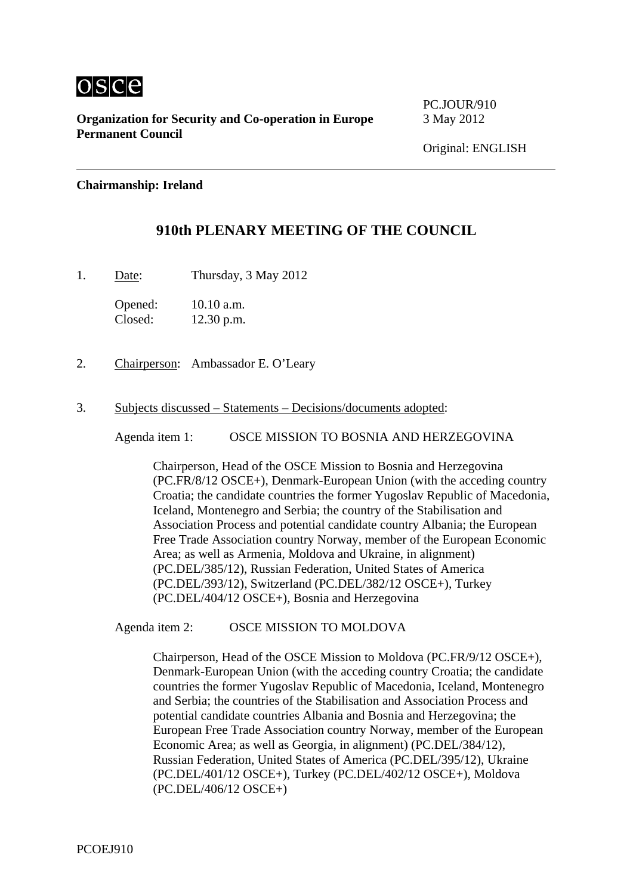**Organization for Security and Co-operation in Europe**
**Permanent Council**

PC.JOUR/910
3 May 2012

Original: ENGLISH

**Chairmanship: Ireland**

## 910th PLENARY MEETING OF THE COUNCIL

1. Date: Thursday, 3 May 2012

   Opened: 10.10 a.m.
   Closed: 12.30 p.m.

2. Chairperson: Ambassador E. O'Leary

3. Subjects discussed – Statements – Decisions/documents adopted:

   Agenda item 1: OSCE MISSION TO BOSNIA AND HERZEGOVINA

   Chairperson, Head of the OSCE Mission to Bosnia and Herzegovina (PC.FR/8/12 OSCE+), Denmark-European Union (with the acceding country Croatia; the candidate countries the former Yugoslav Republic of Macedonia, Iceland, Montenegro and Serbia; the country of the Stabilisation and Association Process and potential candidate country Albania; the European Free Trade Association country Norway, member of the European Economic Area; as well as Armenia, Moldova and Ukraine, in alignment) (PC.DEL/385/12), Russian Federation, United States of America (PC.DEL/393/12), Switzerland (PC.DEL/382/12 OSCE+), Turkey (PC.DEL/404/12 OSCE+), Bosnia and Herzegovina

   Agenda item 2: OSCE MISSION TO MOLDOVA

   Chairperson, Head of the OSCE Mission to Moldova (PC.FR/9/12 OSCE+), Denmark-European Union (with the acceding country Croatia; the candidate countries the former Yugoslav Republic of Macedonia, Iceland, Montenegro and Serbia; the countries of the Stabilisation and Association Process and potential candidate countries Albania and Bosnia and Herzegovina; the European Free Trade Association country Norway, member of the European Economic Area; as well as Georgia, in alignment) (PC.DEL/384/12), Russian Federation, United States of America (PC.DEL/395/12), Ukraine (PC.DEL/401/12 OSCE+), Turkey (PC.DEL/402/12 OSCE+), Moldova (PC.DEL/406/12 OSCE+)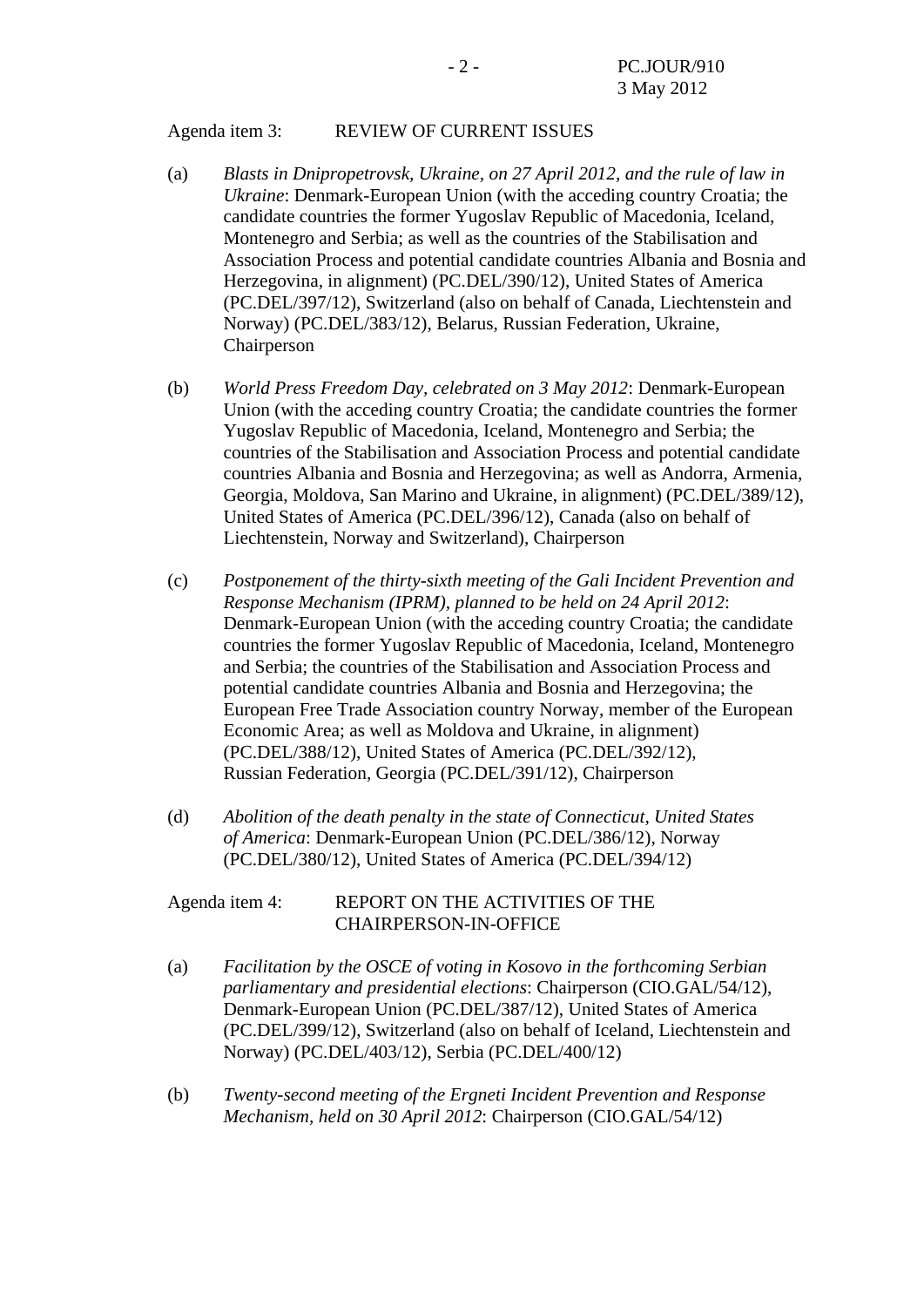Agenda item 3: REVIEW OF CURRENT ISSUES

(a) *Blasts in Dnipropetrovsk, Ukraine, on 27 April 2012, and the rule of law in Ukraine*: Denmark-European Union (with the acceding country Croatia; the candidate countries the former Yugoslav Republic of Macedonia, Iceland, Montenegro and Serbia; as well as the countries of the Stabilisation and Association Process and potential candidate countries Albania and Bosnia and Herzegovina, in alignment) (PC.DEL/390/12), United States of America (PC.DEL/397/12), Switzerland (also on behalf of Canada, Liechtenstein and Norway) (PC.DEL/383/12), Belarus, Russian Federation, Ukraine, Chairperson

(b) *World Press Freedom Day, celebrated on 3 May 2012*: Denmark-European Union (with the acceding country Croatia; the candidate countries the former Yugoslav Republic of Macedonia, Iceland, Montenegro and Serbia; the countries of the Stabilisation and Association Process and potential candidate countries Albania and Bosnia and Herzegovina; as well as Andorra, Armenia, Georgia, Moldova, San Marino and Ukraine, in alignment) (PC.DEL/389/12), United States of America (PC.DEL/396/12), Canada (also on behalf of Liechtenstein, Norway and Switzerland), Chairperson

(c) *Postponement of the thirty-sixth meeting of the Gali Incident Prevention and Response Mechanism (IPRM), planned to be held on 24 April 2012*: Denmark-European Union (with the acceding country Croatia; the candidate countries the former Yugoslav Republic of Macedonia, Iceland, Montenegro and Serbia; the countries of the Stabilisation and Association Process and potential candidate countries Albania and Bosnia and Herzegovina; the European Free Trade Association country Norway, member of the European Economic Area; as well as Moldova and Ukraine, in alignment) (PC.DEL/388/12), United States of America (PC.DEL/392/12), Russian Federation, Georgia (PC.DEL/391/12), Chairperson

(d) *Abolition of the death penalty in the state of Connecticut, United States of America*: Denmark-European Union (PC.DEL/386/12), Norway (PC.DEL/380/12), United States of America (PC.DEL/394/12)

Agenda item 4: REPORT ON THE ACTIVITIES OF THE CHAIRPERSON-IN-OFFICE

(a) *Facilitation by the OSCE of voting in Kosovo in the forthcoming Serbian parliamentary and presidential elections*: Chairperson (CIO.GAL/54/12), Denmark-European Union (PC.DEL/387/12), United States of America (PC.DEL/399/12), Switzerland (also on behalf of Iceland, Liechtenstein and Norway) (PC.DEL/403/12), Serbia (PC.DEL/400/12)

(b) *Twenty-second meeting of the Ergneti Incident Prevention and Response Mechanism, held on 30 April 2012*: Chairperson (CIO.GAL/54/12)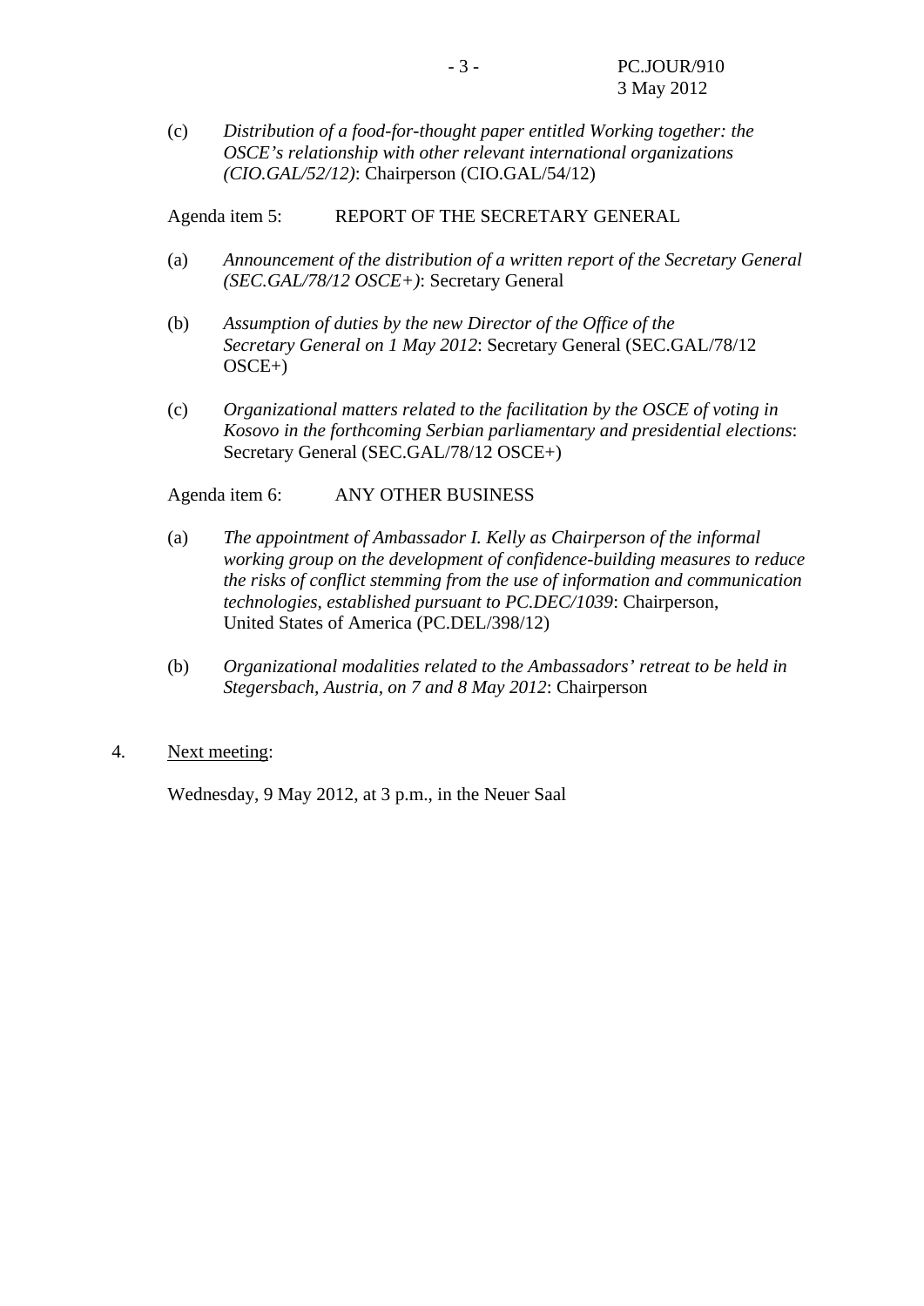(c) *Distribution of a food-for-thought paper entitled Working together: the OSCE's relationship with other relevant international organizations (CIO.GAL/52/12)*: Chairperson (CIO.GAL/54/12)

Agenda item 5: REPORT OF THE SECRETARY GENERAL

(a) *Announcement of the distribution of a written report of the Secretary General (SEC.GAL/78/12 OSCE+)*: Secretary General

(b) *Assumption of duties by the new Director of the Office of the Secretary General on 1 May 2012*: Secretary General (SEC.GAL/78/12 OSCE+)

(c) *Organizational matters related to the facilitation by the OSCE of voting in Kosovo in the forthcoming Serbian parliamentary and presidential elections*: Secretary General (SEC.GAL/78/12 OSCE+)

Agenda item 6: ANY OTHER BUSINESS

(a) *The appointment of Ambassador I. Kelly as Chairperson of the informal working group on the development of confidence-building measures to reduce the risks of conflict stemming from the use of information and communication technologies, established pursuant to PC.DEC/1039*: Chairperson, United States of America (PC.DEL/398/12)

(b) *Organizational modalities related to the Ambassadors' retreat to be held in Stegersbach, Austria, on 7 and 8 May 2012*: Chairperson

4. Next meeting:

Wednesday, 9 May 2012, at 3 p.m., in the Neuer Saal